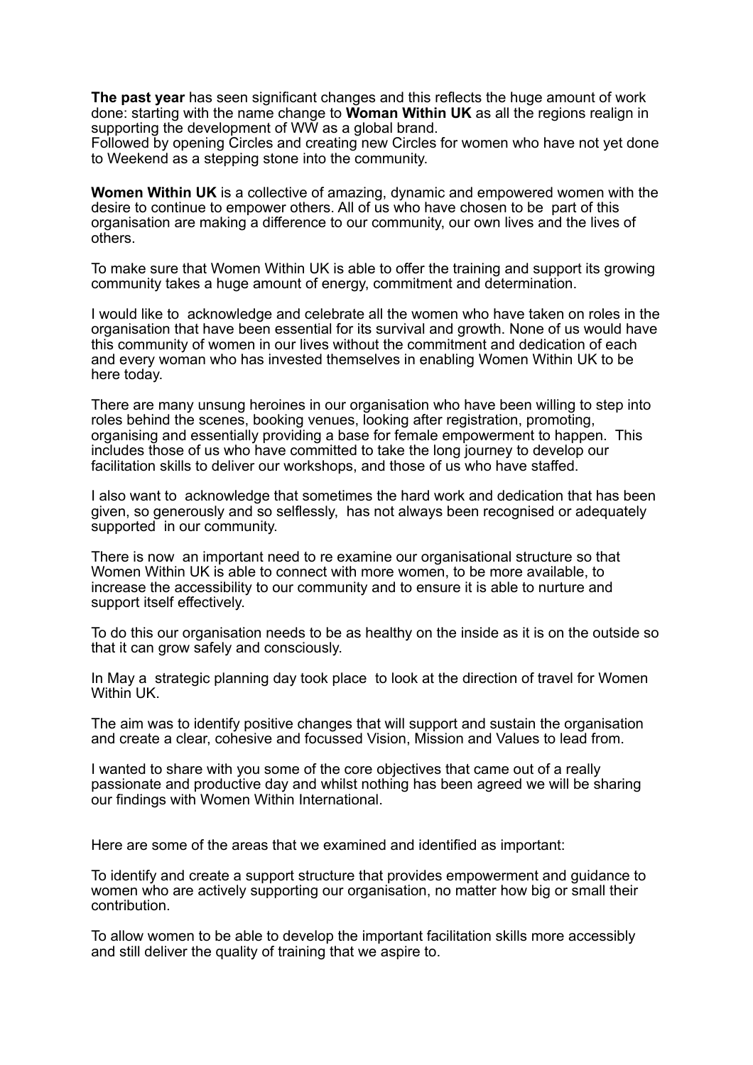**The past year** has seen significant changes and this reflects the huge amount of work done: starting with the name change to **Woman Within UK** as all the regions realign in supporting the development of WW as a global brand.
Followed by opening Circles and creating new Circles for women who have not yet done to Weekend as a stepping stone into the community.

**Women Within UK** is a collective of amazing, dynamic and empowered women with the desire to continue to empower others. All of us who have chosen to be part of this organisation are making a difference to our community, our own lives and the lives of others.

To make sure that Women Within UK is able to offer the training and support its growing community takes a huge amount of energy, commitment and determination.

I would like to acknowledge and celebrate all the women who have taken on roles in the organisation that have been essential for its survival and growth. None of us would have this community of women in our lives without the commitment and dedication of each and every woman who has invested themselves in enabling Women Within UK to be here today.

There are many unsung heroines in our organisation who have been willing to step into roles behind the scenes, booking venues, looking after registration, promoting, organising and essentially providing a base for female empowerment to happen. This includes those of us who have committed to take the long journey to develop our facilitation skills to deliver our workshops, and those of us who have staffed.

I also want to acknowledge that sometimes the hard work and dedication that has been given, so generously and so selflessly, has not always been recognised or adequately supported in our community.

There is now an important need to re examine our organisational structure so that Women Within UK is able to connect with more women, to be more available, to increase the accessibility to our community and to ensure it is able to nurture and support itself effectively.

To do this our organisation needs to be as healthy on the inside as it is on the outside so that it can grow safely and consciously.

In May a strategic planning day took place to look at the direction of travel for Women Within UK.

The aim was to identify positive changes that will support and sustain the organisation and create a clear, cohesive and focussed Vision, Mission and Values to lead from.

I wanted to share with you some of the core objectives that came out of a really passionate and productive day and whilst nothing has been agreed we will be sharing our findings with Women Within International.

Here are some of the areas that we examined and identified as important:

To identify and create a support structure that provides empowerment and guidance to women who are actively supporting our organisation, no matter how big or small their contribution.

To allow women to be able to develop the important facilitation skills more accessibly and still deliver the quality of training that we aspire to.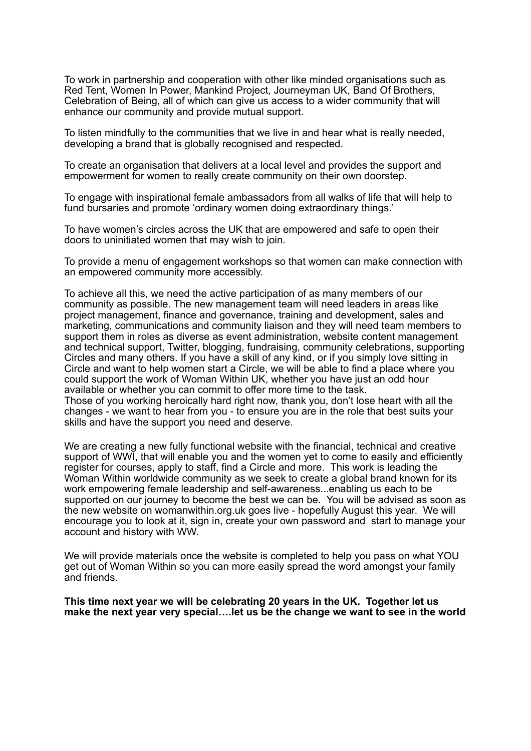To work in partnership and cooperation with other like minded organisations such as Red Tent, Women In Power, Mankind Project, Journeyman UK, Band Of Brothers, Celebration of Being, all of which can give us access to a wider community that will enhance our community and provide mutual support.

To listen mindfully to the communities that we live in and hear what is really needed, developing a brand that is globally recognised and respected.

To create an organisation that delivers at a local level and provides the support and empowerment for women to really create community on their own doorstep.

To engage with inspirational female ambassadors from all walks of life that will help to fund bursaries and promote 'ordinary women doing extraordinary things.'

To have women's circles across the UK that are empowered and safe to open their doors to uninitiated women that may wish to join.

To provide a menu of engagement workshops so that women can make connection with an empowered community more accessibly.

To achieve all this, we need the active participation of as many members of our community as possible. The new management team will need leaders in areas like project management, finance and governance, training and development, sales and marketing, communications and community liaison and they will need team members to support them in roles as diverse as event administration, website content management and technical support, Twitter, blogging, fundraising, community celebrations, supporting Circles and many others. If you have a skill of any kind, or if you simply love sitting in Circle and want to help women start a Circle, we will be able to find a place where you could support the work of Woman Within UK, whether you have just an odd hour available or whether you can commit to offer more time to the task.
Those of you working heroically hard right now, thank you, don't lose heart with all the changes - we want to hear from you - to ensure you are in the role that best suits your skills and have the support you need and deserve.

We are creating a new fully functional website with the financial, technical and creative support of WWI, that will enable you and the women yet to come to easily and efficiently register for courses, apply to staff, find a Circle and more. This work is leading the Woman Within worldwide community as we seek to create a global brand known for its work empowering female leadership and self-awareness...enabling us each to be supported on our journey to become the best we can be. You will be advised as soon as the new website on womanwithin.org.uk goes live - hopefully August this year. We will encourage you to look at it, sign in, create your own password and start to manage your account and history with WW.

We will provide materials once the website is completed to help you pass on what YOU get out of Woman Within so you can more easily spread the word amongst your family and friends.

**This time next year we will be celebrating 20 years in the UK. Together let us make the next year very special….let us be the change we want to see in the world**